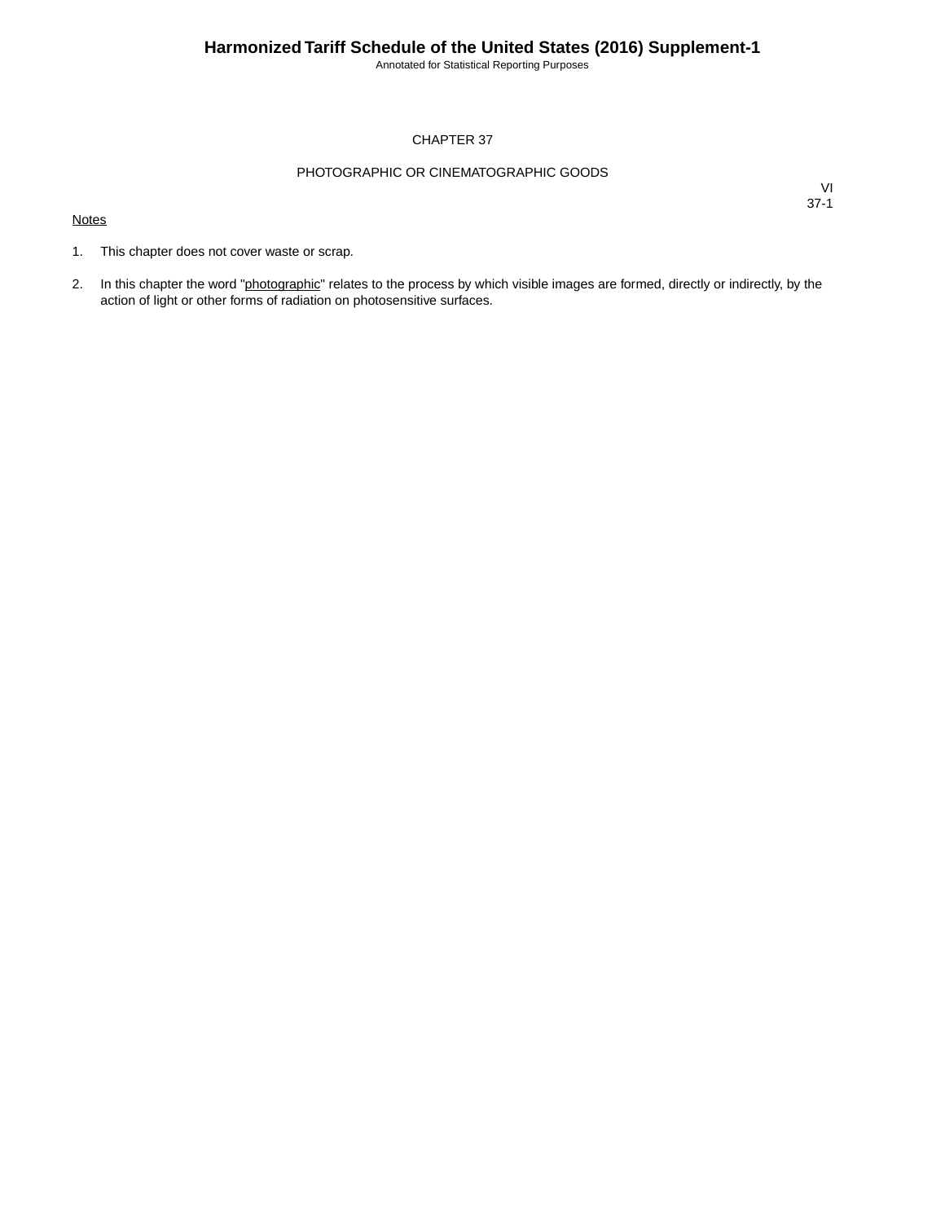# CHAPTER 37

## PHOTOGRAPHIC OR CINEMATOGRAPHIC GOODS

VI
37-1

Notes

1. This chapter does not cover waste or scrap.

2. In this chapter the word "photographic" relates to the process by which visible images are formed, directly or indirectly, by the action of light or other forms of radiation on photosensitive surfaces.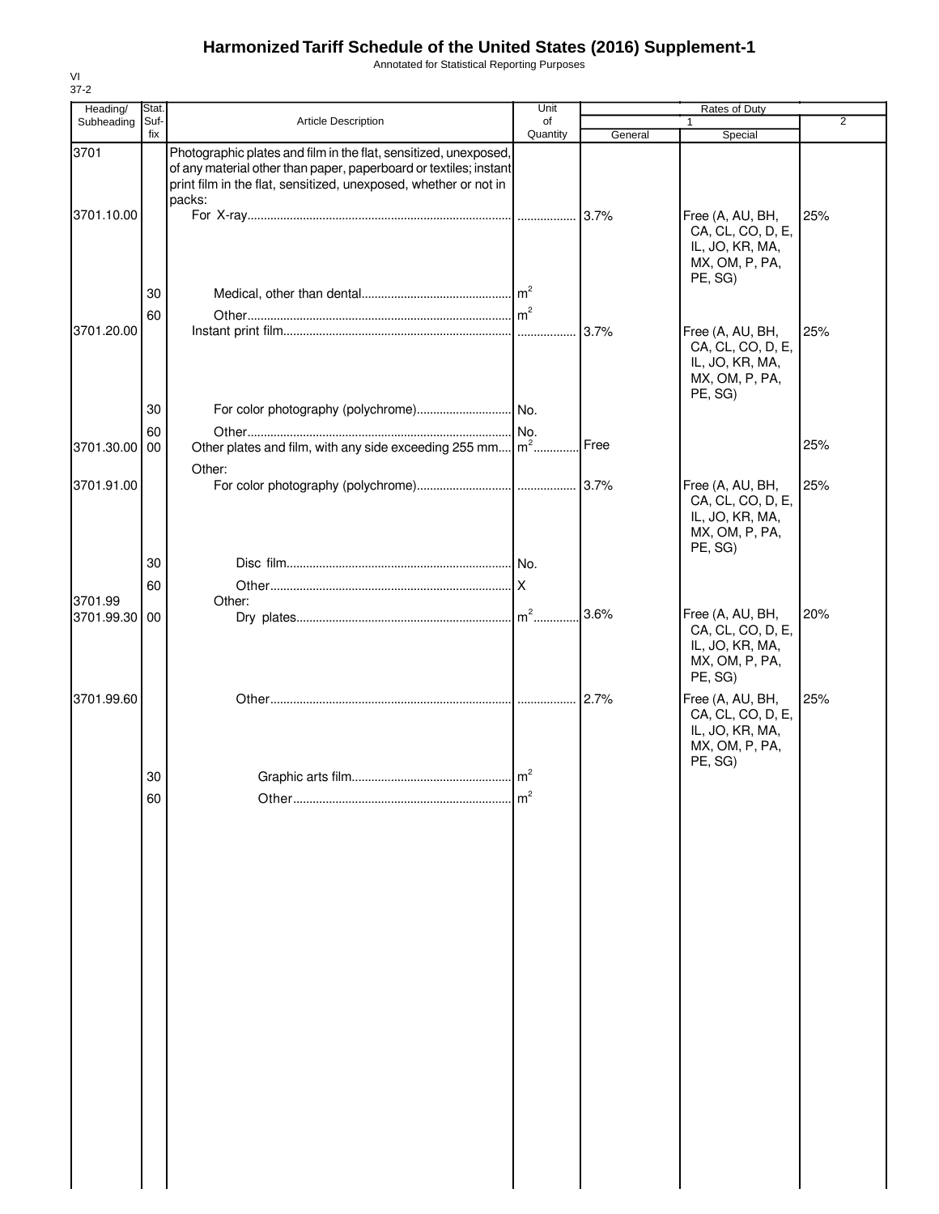# Harmonized Tariff Schedule of the United States (2016) Supplement-1

Annotated for Statistical Reporting Purposes

VI
37-2

| Heading/ Subheading | Stat. Suf- fix | Article Description | Unit of Quantity | Rates of Duty 1 General | Rates of Duty 1 Special | Rates of Duty 2 |
|---|---|---|---|---|---|---|
| 3701 | | Photographic plates and film in the flat, sensitized, unexposed, of any material other than paper, paperboard or textiles; instant print film in the flat, sensitized, unexposed, whether or not in packs: | | | | |
| 3701.10.00 | | For X-ray | | 3.7% | Free (A, AU, BH, CA, CO, D, E, IL, JO, KR, MA, MX, OM, P, PA, PE, SG) | 25% |
| | 30 | Medical, other than dental | $m^2$ | | | |
| | 60 | Other | $m^2$ | | | |
| 3701.20.00 | | Instant print film | | 3.7% | Free (A, AU, BH, CA, CL, CO, D, E, IL, JO, KR, MA, MX, OM, P, PA, PE, SG) | 25% |
| | 30 | For color photography (polychrome) | No. | | | |
| | 60 | Other | No. | | | |
| 3701.30.00 | 00 | Other plates and film, with any side exceeding 255 mm | $m^2$ | Free | | 25% |
| | | Other: | | | | |
| 3701.91.00 | | For color photography (polychrome) | | 3.7% | Free (A, AU, BH, CA, CL, CO, D, E, IL, JO, KR, MA, MX, OM, P, PA, PE, SG) | 25% |
| | 30 | Disc film | No. | | | |
| | 60 | Other | X | | | |
| 3701.99 | | Other: | | | | |
| 3701.99.30 | 00 | Dry plates | $m^2$ | 3.6% | Free (A, AU, BH, CA, CL, CO, D, E, IL, JO, KR, MA, MX, OM, P, PA, PE, SG) | 20% |
| 3701.99.60 | | Other | | 2.7% | Free (A, AU, BH, CA, CL, CO, D, E, IL, JO, KR, MA, MX, OM, P, PA, PE, SG) | 25% |
| | 30 | Graphic arts film | $m^2$ | | | |
| | 60 | Other | $m^2$ | | | |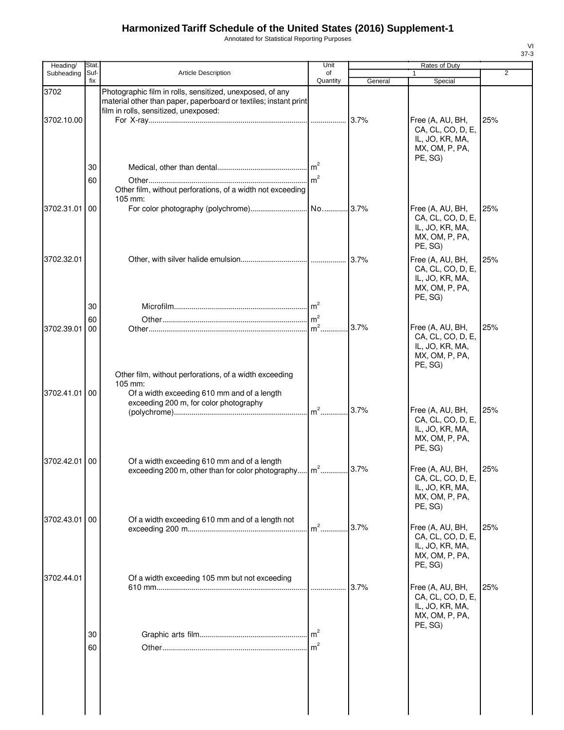# Harmonized Tariff Schedule of the United States (2016) Supplement-1

Annotated for Statistical Reporting Purposes

| Heading/ Subheading | Stat. Suf- fix | Article Description | Unit of Quantity | Rates of Duty | | |
|---|---|---|---|---|---|---|
| | | | | 1 | | 2 |
| | | | | General | Special | |
| 3702 | | Photographic film in rolls, sensitized, unexposed, of any material other than paper, paperboard or textiles; instant print film in rolls, sensitized, unexposed: | | | | |
| 3702.10.00 | | For X-ray | | 3.7% | Free (A, AU, BH, CA, CL, CO, D, E, IL, JO, KR, MA, MX, OM, P, PA, PE, SG) | 25% |
| | 30 | Medical, other than dental | $m^2$ | | | |
| | 60 | Other | $m^2$ | | | |
| | | Other film, without perforations, of a width not exceeding 105 mm: | | | | |
| 3702.31.01 | 00 | For color photography (polychrome) | No. | 3.7% | Free (A, AU, BH, CA, CL, CO, D, E, IL, JO, KR, MA, MX, OM, P, PA, PE, SG) | 25% |
| 3702.32.01 | | Other, with silver halide emulsion | | 3.7% | Free (A, AU, BH, CA, CL, CO, D, E, IL, JO, KR, MA, MX, OM, P, PA, PE, SG) | 25% |
| | 30 | Microfilm | $m^2$ | | | |
| | 60 | Other | $m^2$ | | | |
| 3702.39.01 | 00 | Other | $m^2$ | 3.7% | Free (A, AU, BH, CA, CL, CO, D, E, IL, JO, KR, MA, MX, OM, P, PA, PE, SG) | 25% |
| | | Other film, without perforations, of a width exceeding 105 mm: | | | | |
| 3702.41.01 | 00 | Of a width exceeding 610 mm and of a length exceeding 200 m, for color photography (polychrome) | $m^2$ | 3.7% | Free (A, AU, BH, CA, CL, CO, D, E, IL, JO, KR, MA, MX, OM, P, PA, PE, SG) | 25% |
| 3702.42.01 | 00 | Of a width exceeding 610 mm and of a length exceeding 200 m, other than for color photography | $m^2$ | 3.7% | Free (A, AU, BH, CA, CL, CO, D, E, IL, JO, KR, MA, MX, OM, P, PA, PE, SG) | 25% |
| 3702.43.01 | 00 | Of a width exceeding 610 mm and of a length not exceeding 200 m | $m^2$ | 3.7% | Free (A, AU, BH, CA, CL, CO, D, E, IL, JO, KR, MA, MX, OM, P, PA, PE, SG) | 25% |
| 3702.44.01 | | Of a width exceeding 105 mm but not exceeding 610 mm | | 3.7% | Free (A, AU, BH, CA, CL, CO, D, E, IL, JO, KR, MA, MX, OM, P, PA, PE, SG) | 25% |
| | 30 | Graphic arts film | $m^2$ | | | |
| | 60 | Other | $m^2$ | | | |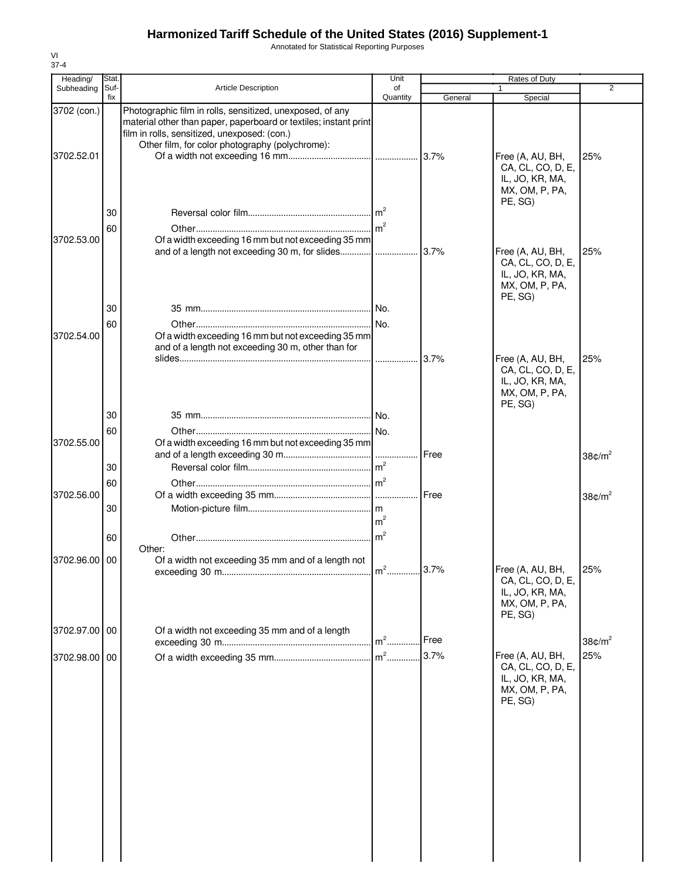# Harmonized Tariff Schedule of the United States (2016) Supplement-1

Annotated for Statistical Reporting Purposes

VI
37-4

| Heading/ Subheading | Stat. Suf-fix | Article Description | Unit of Quantity | Rates of Duty 1 General | Special | 2 |
|---|---|---|---|---|---|---|
| 3702 (con.) | | Photographic film in rolls, sensitized, unexposed, of any material other than paper, paperboard or textiles; instant print film in rolls, sensitized, unexposed: (con.) | | | | |
| | | Other film, for color photography (polychrome): | | | | |
| 3702.52.01 | | Of a width not exceeding 16 mm | | 3.7% | Free (A, AU, BH, CA, CL, CO, D, E, IL, JO, KR, MA, MX, OM, P, PA, PE, SG) | 25% |
| | 30 | Reversal color film | $m^2$ | | | |
| | 60 | Other | $m^2$ | | | |
| 3702.53.00 | | Of a width exceeding 16 mm but not exceeding 35 mm and of a length not exceeding 30 m, for slides | | 3.7% | Free (A, AU, BH, CA, CL, CO, D, E, IL, JO, KR, MA, MX, OM, P, PA, PE, SG) | 25% |
| | 30 | 35 mm | No. | | | |
| | 60 | Other | No. | | | |
| 3702.54.00 | | Of a width exceeding 16 mm but not exceeding 35 mm and of a length not exceeding 30 m, other than for slides | | 3.7% | Free (A, AU, BH, CA, CL, CO, D, E, IL, JO, KR, MA, MX, OM, P, PA, PE, SG) | 25% |
| | 30 | 35 mm | No. | | | |
| | 60 | Other | No. | | | |
| 3702.55.00 | | Of a width exceeding 16 mm but not exceeding 35 mm and of a length exceeding 30 m | | Free | | 38¢/$m^2$ |
| | 30 | Reversal color film | $m^2$ | | | |
| | 60 | Other | $m^2$ | | | |
| 3702.56.00 | | Of a width exceeding 35 mm | | Free | | 38¢/$m^2$ |
| | 30 | Motion-picture film | m $m^2$ | | | |
| | 60 | Other | $m^2$ | | | |
| | | Other: | | | | |
| 3702.96.00 | 00 | Of a width not exceeding 35 mm and of a length not exceeding 30 m | $m^2$ | 3.7% | Free (A, AU, BH, CA, CL, CO, D, E, IL, JO, KR, MA, MX, OM, P, PA, PE, SG) | 25% |
| 3702.97.00 | 00 | Of a width not exceeding 35 mm and of a length exceeding 30 m | $m^2$ | Free | | 38¢/$m^2$ |
| 3702.98.00 | 00 | Of a width exceeding 35 mm | $m^2$ | 3.7% | Free (A, AU, BH, CA, CL, CO, D, E, IL, JO, KR, MA, MX, OM, P, PA, PE, SG) | 25% |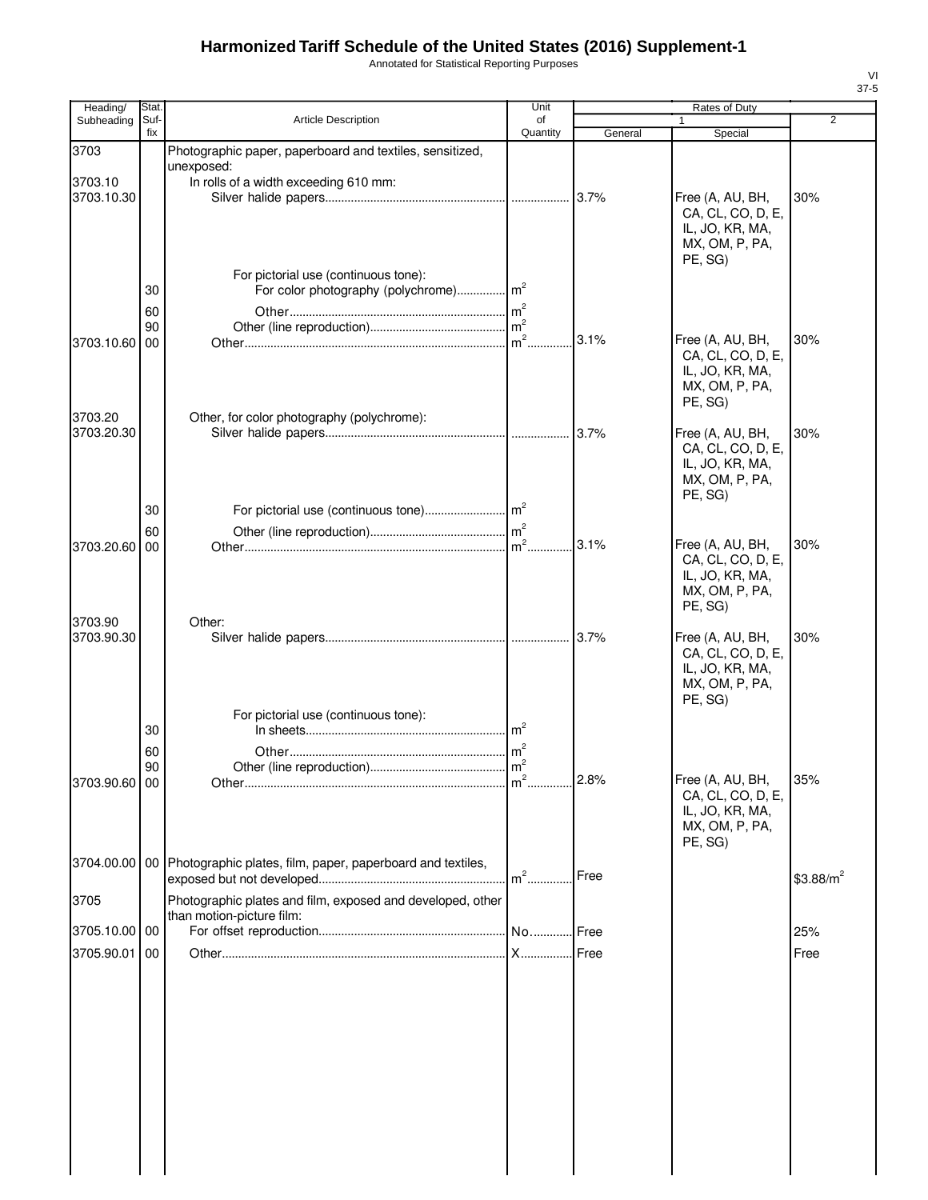# Harmonized Tariff Schedule of the United States (2016) Supplement-1

Annotated for Statistical Reporting Purposes

VI
37-5

| Heading/ Subheading | Stat. Suf- fix | Article Description | Unit of Quantity | Rates of Duty 1 General | Special | 2 |
|---|---|---|---|---|---|---|
| 3703 | | Photographic paper, paperboard and textiles, sensitized, unexposed: | | | | |
| 3703.10 | | In rolls of a width exceeding 610 mm: | | | | |
| 3703.10.30 | | Silver halide papers | | 3.7% | Free (A, AU, BH, CA, CL, CO, D, E, IL, JO, KR, MA, MX, OM, P, PA, PE, SG) | 30% |
| | | For pictorial use (continuous tone): | | | | |
| | 30 | For color photography (polychrome) | $m^2$ | | | |
| | 60 | Other | $m^2$ | | | |
| | 90 | Other (line reproduction) | $m^2$ | | | |
| 3703.10.60 | 00 | Other | $m^2$ | 3.1% | Free (A, AU, BH, CA, CL, CO, D, E, IL, JO, KR, MA, MX, OM, P, PA, PE, SG) | 30% |
| 3703.20 | | Other, for color photography (polychrome): | | | | |
| 3703.20.30 | | Silver halide papers | | 3.7% | Free (A, AU, BH, CA, CL, CO, D, E, IL, JO, KR, MA, MX, OM, P, PA, PE, SG) | 30% |
| | 30 | For pictorial use (continuous tone) | $m^2$ | | | |
| | 60 | Other (line reproduction) | $m^2$ | | | |
| 3703.20.60 | 00 | Other | $m^2$ | 3.1% | Free (A, AU, BH, CA, CL, CO, D, E, IL, JO, KR, MA, MX, OM, P, PA, PE, SG) | 30% |
| 3703.90 | | Other: | | | | |
| 3703.90.30 | | Silver halide papers | | 3.7% | Free (A, AU, BH, CA, CL, CO, D, E, IL, JO, KR, MA, MX, OM, P, PA, PE, SG) | 30% |
| | | For pictorial use (continuous tone): | | | | |
| | 30 | In sheets | $m^2$ | | | |
| | 60 | Other | $m^2$ | | | |
| | 90 | Other (line reproduction) | $m^2$ | | | |
| 3703.90.60 | 00 | Other | $m^2$ | 2.8% | Free (A, AU, BH, CA, CL, CO, D, E, IL, JO, KR, MA, MX, OM, P, PA, PE, SG) | 35% |
| 3704.00.00 | 00 | Photographic plates, film, paper, paperboard and textiles, exposed but not developed | $m^2$ | Free | | $3.88/m^2$ |
| 3705 | | Photographic plates and film, exposed and developed, other than motion-picture film: | | | | |
| 3705.10.00 | 00 | For offset reproduction | No. | Free | | 25% |
| 3705.90.01 | 00 | Other | X | Free | | Free |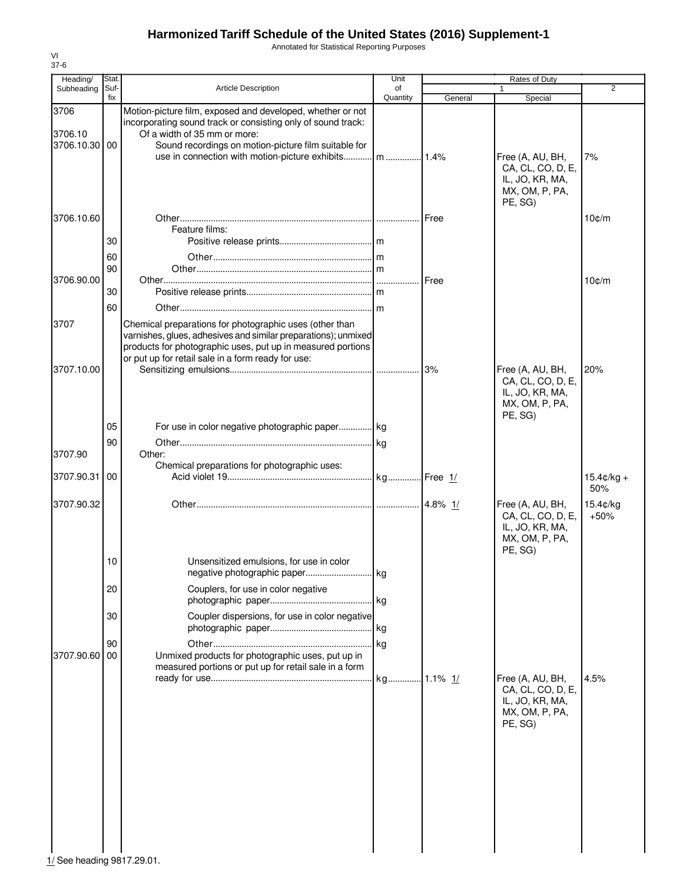# Harmonized Tariff Schedule of the United States (2016) Supplement-1

Annotated for Statistical Reporting Purposes

VI
37-6

| Heading/ Subheading | Stat. Suf- fix | Article Description | Unit of Quantity | Rates of Duty 1 General | Special | 2 |
|---|---|---|---|---|---|---|
| 3706 | | Motion-picture film, exposed and developed, whether or not incorporating sound track or consisting only of sound track: | | | | |
| 3706.10 | | Of a width of 35 mm or more: | | | | |
| 3706.10.30 | 00 | Sound recordings on motion-picture film suitable for use in connection with motion-picture exhibits | m | 1.4% | Free (A, AU, BH, CA, CL, CO, D, E, IL, JO, KR, MA, MX, OM, P, PA, PE, SG) | 7% |
| 3706.10.60 | | Other | | Free | | 10¢/m |
| | | Feature films: | | | | |
| | 30 | Positive release prints | m | | | |
| | 60 | Other | m | | | |
| | 90 | Other | m | | | |
| 3706.90.00 | | Other | | Free | | 10¢/m |
| | 30 | Positive release prints | m | | | |
| | 60 | Other | m | | | |
| 3707 | | Chemical preparations for photographic uses (other than varnishes, glues, adhesives and similar preparations); unmixed products for photographic uses, put up in measured portions or put up for retail sale in a form ready for use: | | | | |
| 3707.10.00 | | Sensitizing emulsions | | 3% | Free (A, AU, BH, CA, CL, CO, D, E, IL, JO, KR, MA, MX, OM, P, PA, PE, SG) | 20% |
| | 05 | For use in color negative photographic paper | kg | | | |
| | 90 | Other | kg | | | |
| 3707.90 | | Other: | | | | |
| | | Chemical preparations for photographic uses: | | | | |
| 3707.90.31 | 00 | Acid violet 19 | kg | Free 1/ | | 15.4¢/kg + 50% |
| 3707.90.32 | | Other | | 4.8% 1/ | Free (A, AU, BH, CA, CL, CO, D, E, IL, JO, KR, MA, MX, OM, P, PA, PE, SG) | 15.4¢/kg +50% |
| | 10 | Unsensitized emulsions, for use in color negative photographic paper | kg | | | |
| | 20 | Couplers, for use in color negative photographic paper | kg | | | |
| | 30 | Coupler dispersions, for use in color negative photographic paper | kg | | | |
| | 90 | Other | kg | | | |
| 3707.90.60 | 00 | Unmixed products for photographic uses, put up in measured portions or put up for retail sale in a form ready for use | kg | 1.1% 1/ | Free (A, AU, BH, CA, CL, CO, D, E, IL, JO, KR, MA, MX, OM, P, PA, PE, SG) | 4.5% |

1/ See heading 9817.29.01.